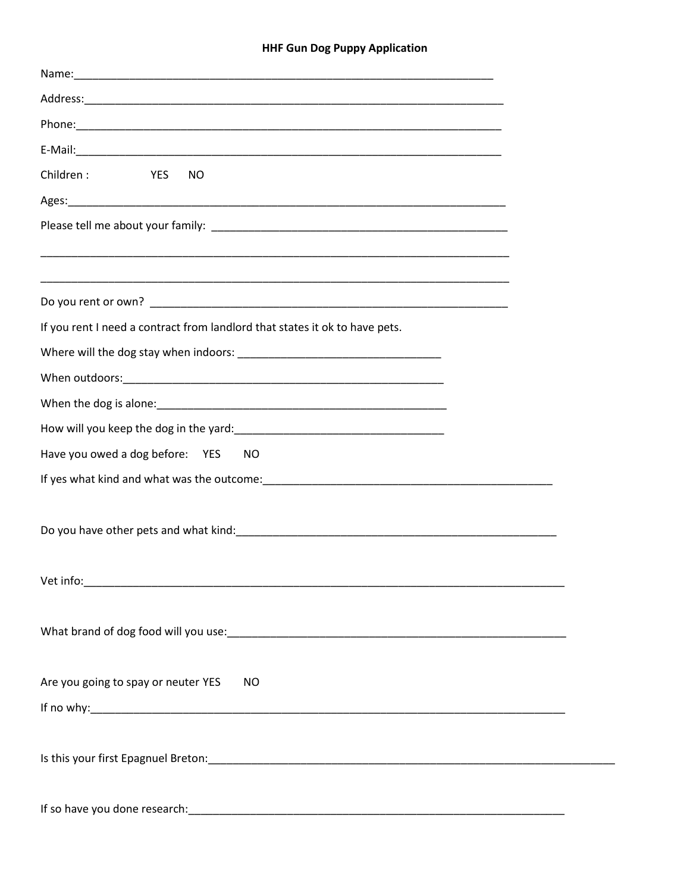**HHF Gun Dog Puppy Application**

Name:______________________________________________________________________

Address:____________________________________________________________________

Phone:_____________________________________________________________________

E-Mail:_____________________________________________________________________

Children : YES NO

Ages:_______________________________________________________________________

Please tell me about your family: _________________________________________________

_____________________________________________________________________________

_____________________________________________________________________________

Do you rent or own? __________________________________________________________

If you rent I need a contract from landlord that states it ok to have pets.

Where will the dog stay when indoors: _________________________________

When outdoors:_____________________________________________________

When the dog is alone:_______________________________________________

How will you keep the dog in the yard:__________________________________

Have you owed a dog before: YES NO

If yes what kind and what was the outcome:_______________________________________________

Do you have other pets and what kind:____________________________________________________

Vet info:______________________________________________________________________________

What brand of dog food will you use:______________________________________________________

Are you going to spay or neuter YES NO

If no why:_____________________________________________________________________________

Is this your first Epagnuel Breton:__________________________________________________________________

If so have you done research:_____________________________________________________________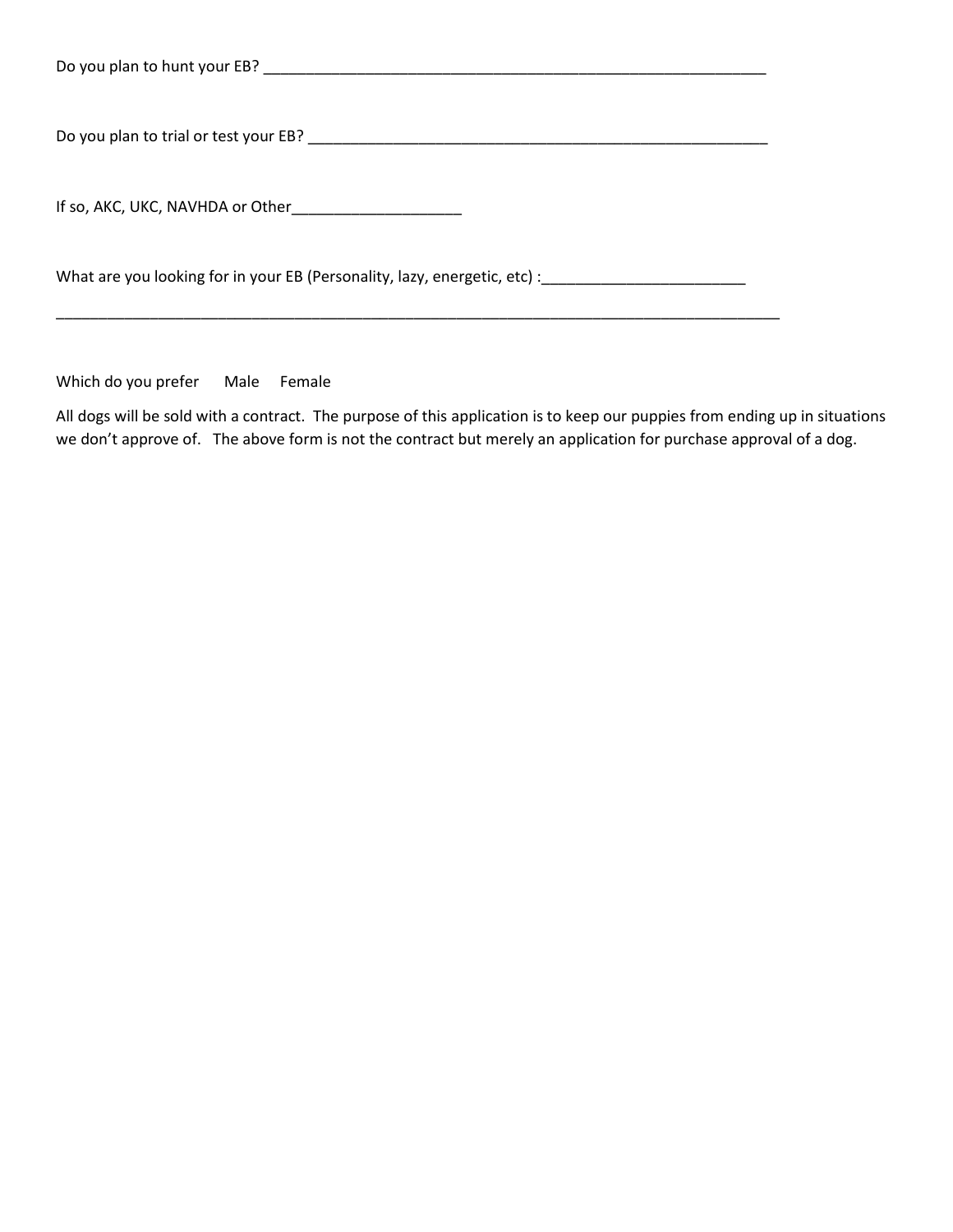Do you plan to hunt your EB? ___________________________________________________________

Do you plan to trial or test your EB? ______________________________________________________

If so, AKC, UKC, NAVHDA or Other____________________

What are you looking for in your EB (Personality, lazy, energetic, etc) :________________________

________________________________________________________________________________________

Which do you prefer Male Female

All dogs will be sold with a contract. The purpose of this application is to keep our puppies from ending up in situations we don't approve of. The above form is not the contract but merely an application for purchase approval of a dog.